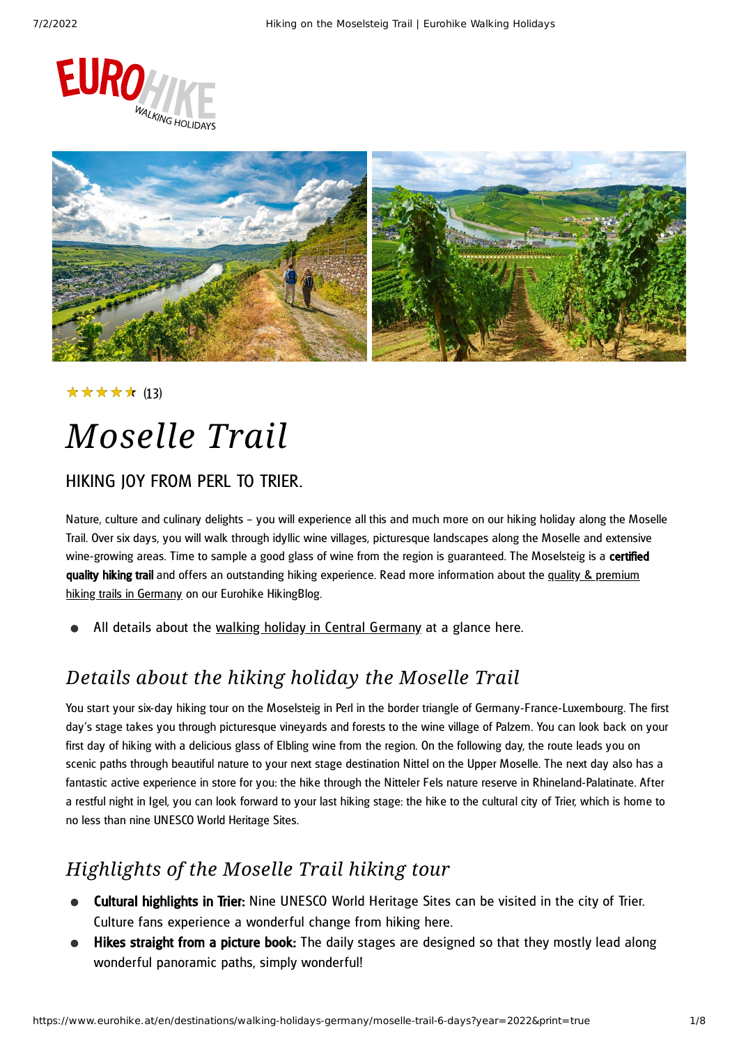★★★★★ (13)

# *Moselle Trail*

## HIKING JOY FROM PERL TO TRIER.

Nature, culture and culinary delights – you will experience all this and much more on our hiking holiday along the Moselle Trail. Over six days, you will walk through idyllic wine villages, picturesque landscapes along the Moselle and extensive wine-growing areas. Time to sample a good glass of wine from the region is guaranteed. The Moselsteig is a **certified quality hiking trail** and offers an outstanding hiking experience. Read more information about the quality & premium hiking trails in Germany on our Eurohike HikingBlog.

- All details about the walking holiday in Central Germany at a glance here.

## *Details about the hiking holiday the Moselle Trail*

You start your six-day hiking tour on the Moselsteig in Perl in the border triangle of Germany-France-Luxembourg. The first day's stage takes you through picturesque vineyards and forests to the wine village of Palzem. You can look back on your first day of hiking with a delicious glass of Elbling wine from the region. On the following day, the route leads you on scenic paths through beautiful nature to your next stage destination Nittel on the Upper Moselle. The next day also has a fantastic active experience in store for you: the hike through the Nitteler Fels nature reserve in Rhineland-Palatinate. After a restful night in Igel, you can look forward to your last hiking stage: the hike to the cultural city of Trier, which is home to no less than nine UNESCO World Heritage Sites.

## *Highlights of the Moselle Trail hiking tour*

- **Cultural highlights in Trier:** Nine UNESCO World Heritage Sites can be visited in the city of Trier. Culture fans experience a wonderful change from hiking here.
- **Hikes straight from a picture book:** The daily stages are designed so that they mostly lead along wonderful panoramic paths, simply wonderful!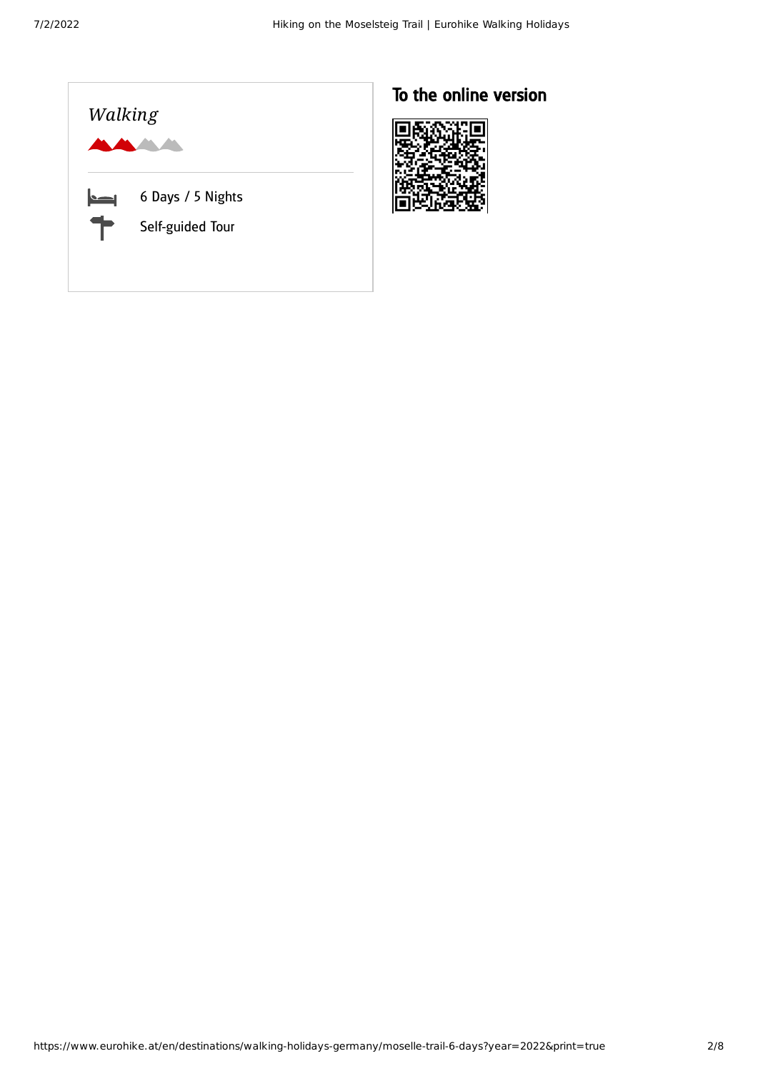*Walking*

6 Days / 5 Nights

Self-guided Tour

## To the online version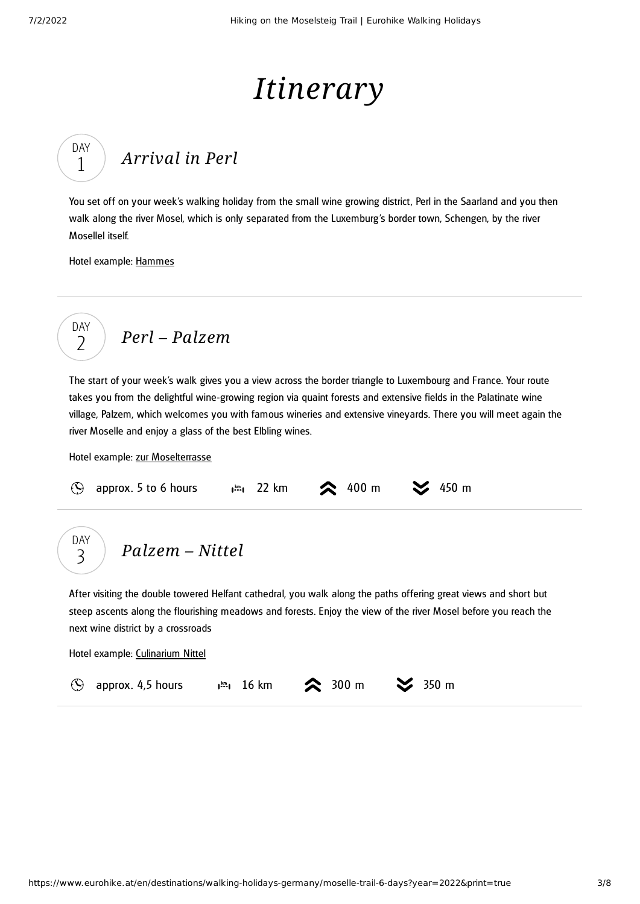# *Itinerary*

## DAY 1 — *Arrival in Perl*

You set off on your week's walking holiday from the small wine growing district, Perl in the Saarland and you then walk along the river Mosel, which is only separated from the Luxemburg's border town, Schengen, by the river Mosellel itself.

Hotel example: Hammes

---

## DAY 2 — *Perl – Palzem*

The start of your week's walk gives you a view across the border triangle to Luxembourg and France. Your route takes you from the delightful wine-growing region via quaint forests and extensive fields in the Palatinate wine village, Palzem, which welcomes you with famous wineries and extensive vineyards. There you will meet again the river Moselle and enjoy a glass of the best Elbling wines.

Hotel example: zur Moselterrasse

approx. 5 to 6 hours | 22 km | 400 m | 450 m

---

## DAY 3 — *Palzem – Nittel*

After visiting the double towered Helfant cathedral, you walk along the paths offering great views and short but steep ascents along the flourishing meadows and forests. Enjoy the view of the river Mosel before you reach the next wine district by a crossroads

Hotel example: Culinarium Nittel

approx. 4,5 hours | 16 km | 300 m | 350 m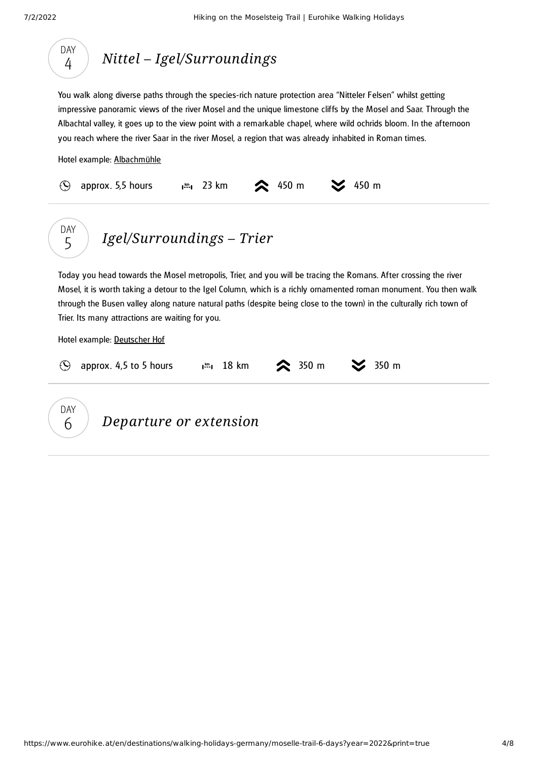## DAY 4 — *Nittel – Igel/Surroundings*

You walk along diverse paths through the species-rich nature protection area "Nitteler Felsen" whilst getting impressive panoramic views of the river Mosel and the unique limestone cliffs by the Mosel and Saar. Through the Albachtal valley, it goes up to the view point with a remarkable chapel, where wild ochrids bloom. In the afternoon you reach where the river Saar in the river Mosel, a region that was already inhabited in Roman times.

Hotel example: Albachmühle

approx. 5,5 hours | 23 km | 450 m | 450 m

## DAY 5 — *Igel/Surroundings – Trier*

Today you head towards the Mosel metropolis, Trier, and you will be tracing the Romans. After crossing the river Mosel, it is worth taking a detour to the Igel Column, which is a richly ornamented roman monument. You then walk through the Busen valley along nature natural paths (despite being close to the town) in the culturally rich town of Trier. Its many attractions are waiting for you.

Hotel example: Deutscher Hof

approx. 4,5 to 5 hours | 18 km | 350 m | 350 m

## DAY 6 — *Departure or extension*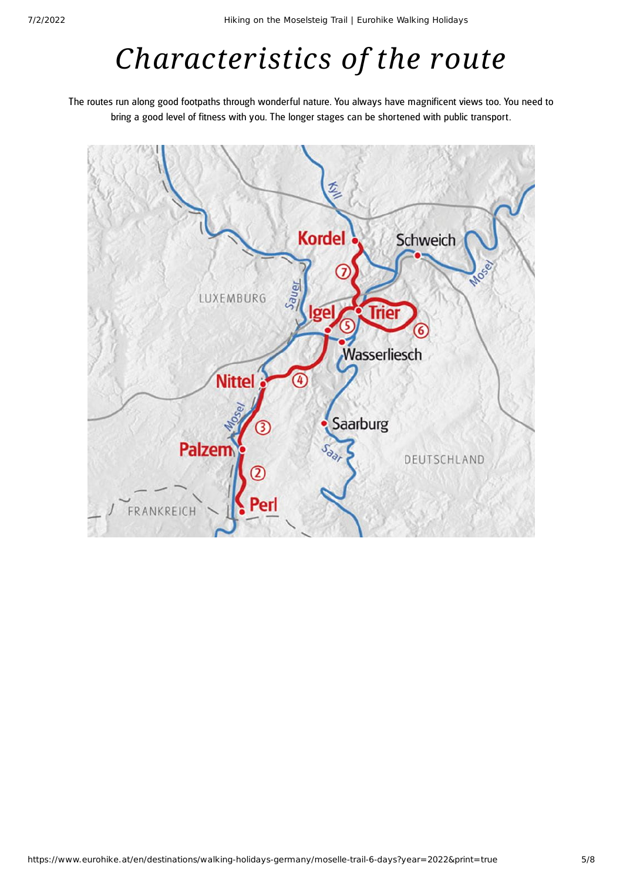# *Characteristics of the route*

The routes run along good footpaths through wonderful nature. You always have magnificent views too. You need to bring a good level of fitness with you. The longer stages can be shortened with public transport.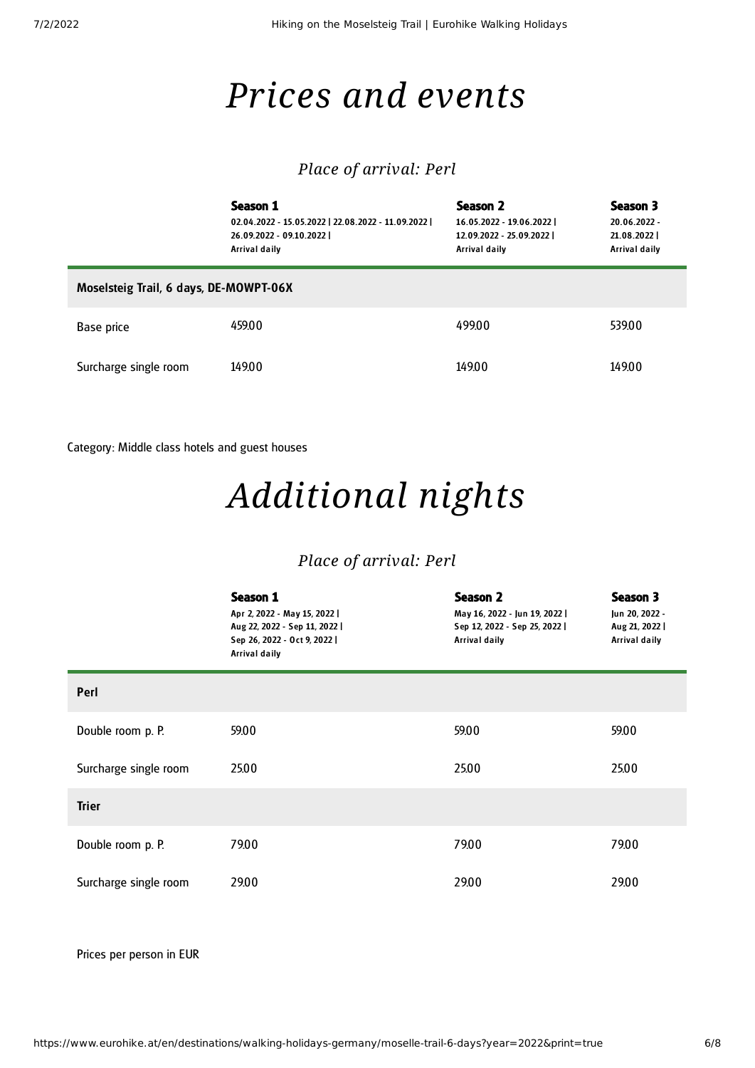# Prices and events

## Place of arrival: Perl

| | Season 1<br>02.04.2022 - 15.05.2022 \| 22.08.2022 - 11.09.2022 \| 26.09.2022 - 09.10.2022 \|<br>Arrival daily | Season 2<br>16.05.2022 - 19.06.2022 \| 12.09.2022 - 25.09.2022 \|<br>Arrival daily | Season 3<br>20.06.2022 - 21.08.2022 \|<br>Arrival daily |
|---|---|---|---|
| **Moselsteig Trail, 6 days, DE-MOWPT-06X** | | | |
| Base price | 459.00 | 499.00 | 539.00 |
| Surcharge single room | 149.00 | 149.00 | 149.00 |

Category: Middle class hotels and guest houses

# Additional nights

## Place of arrival: Perl

| | Season 1<br>Apr 2, 2022 - May 15, 2022 \| Aug 22, 2022 - Sep 11, 2022 \| Sep 26, 2022 - Oct 9, 2022 \|<br>Arrival daily | Season 2<br>May 16, 2022 - Jun 19, 2022 \| Sep 12, 2022 - Sep 25, 2022 \|<br>Arrival daily | Season 3<br>Jun 20, 2022 - Aug 21, 2022 \|<br>Arrival daily |
|---|---|---|---|
| **Perl** | | | |
| Double room p. P. | 59.00 | 59.00 | 59.00 |
| Surcharge single room | 25.00 | 25.00 | 25.00 |
| **Trier** | | | |
| Double room p. P. | 79.00 | 79.00 | 79.00 |
| Surcharge single room | 29.00 | 29.00 | 29.00 |

Prices per person in EUR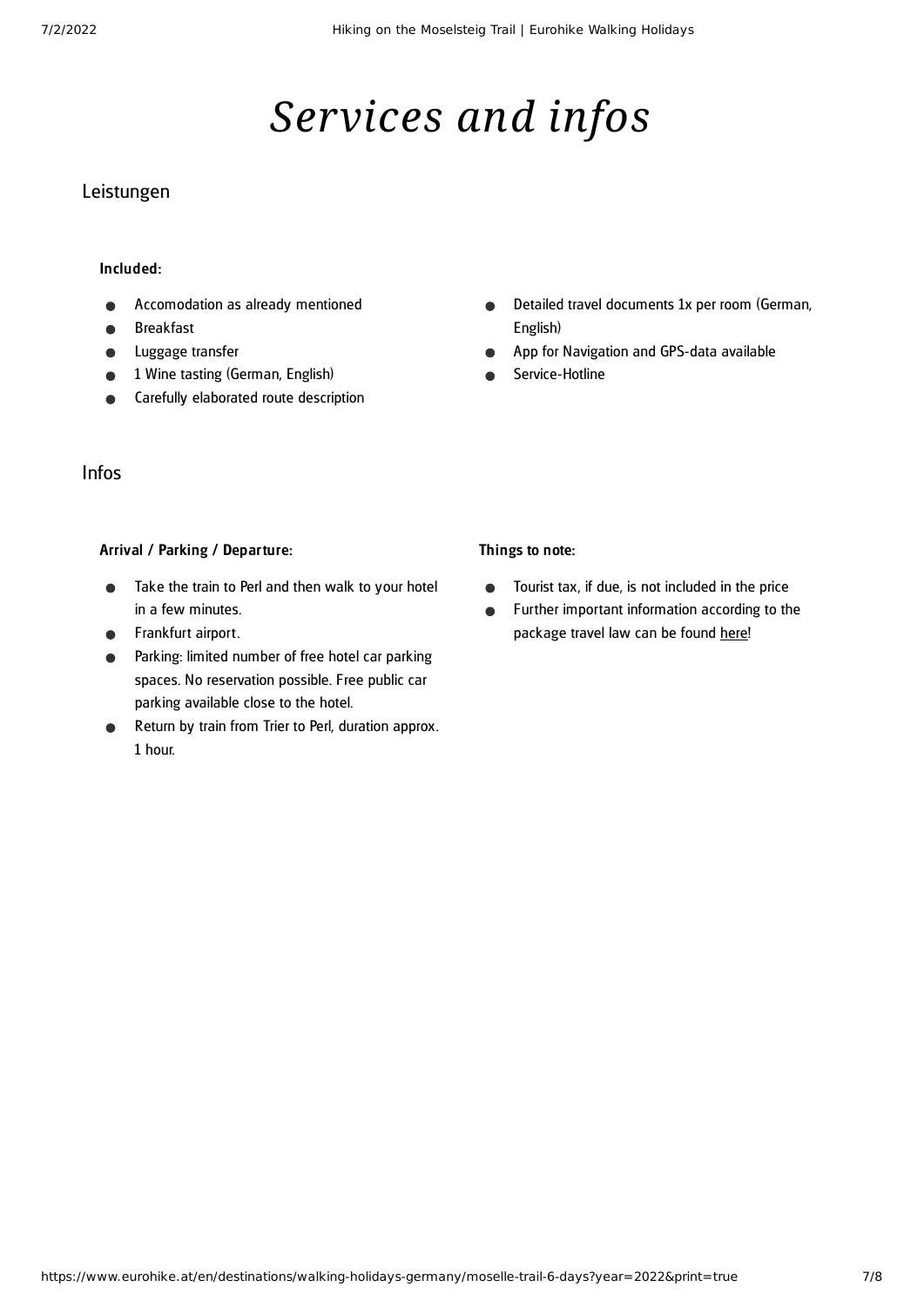# *Services and infos*

## Leistungen

**Included:**

- Accomodation as already mentioned
- Breakfast
- Luggage transfer
- 1 Wine tasting (German, English)
- Carefully elaborated route description
- Detailed travel documents 1x per room (German, English)
- App for Navigation and GPS-data available
- Service-Hotline

## Infos

**Arrival / Parking / Departure:**

- Take the train to Perl and then walk to your hotel in a few minutes.
- Frankfurt airport.
- Parking: limited number of free hotel car parking spaces. No reservation possible. Free public car parking available close to the hotel.
- Return by train from Trier to Perl, duration approx. 1 hour.

**Things to note:**

- Tourist tax, if due, is not included in the price
- Further important information according to the package travel law can be found here!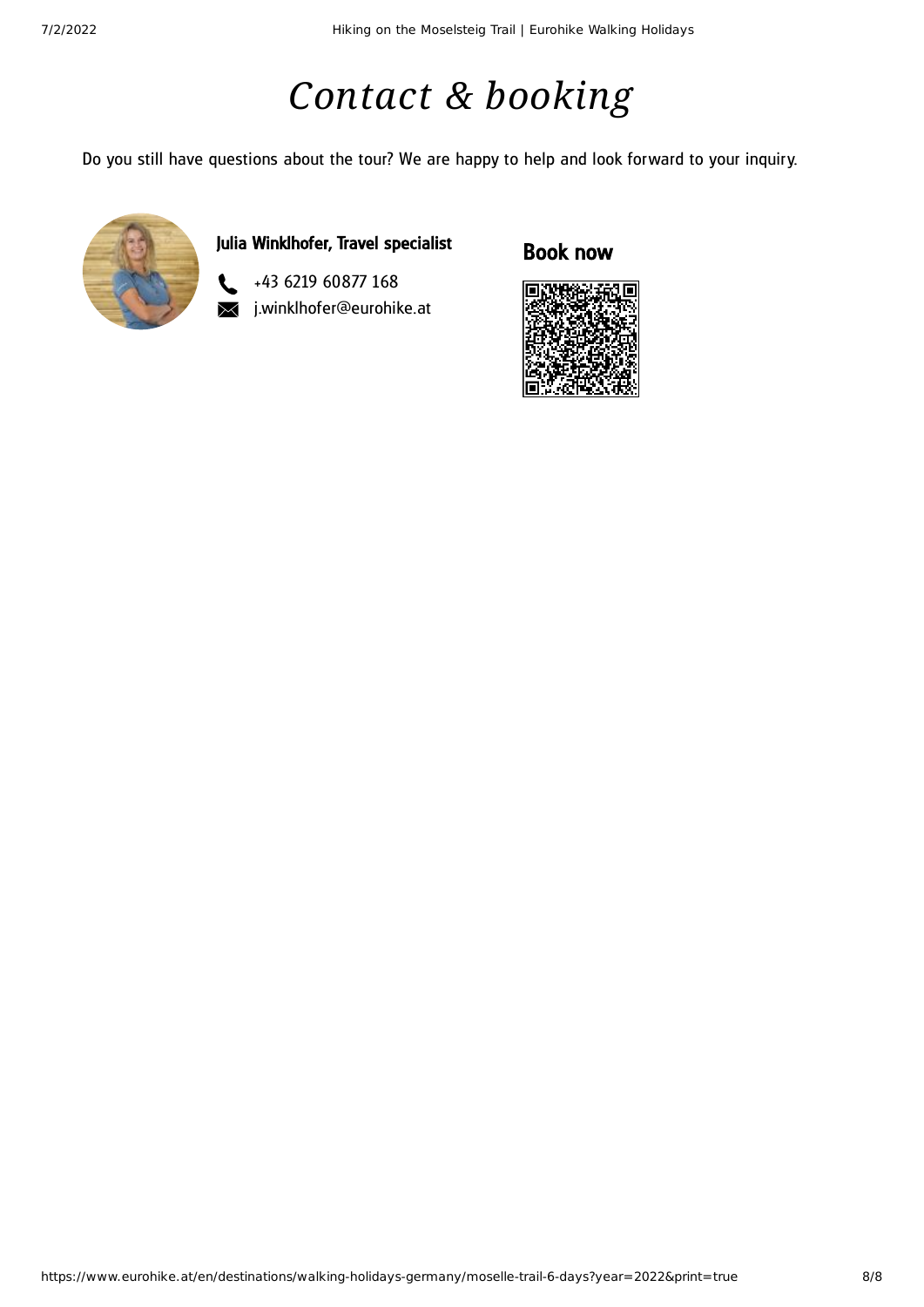# *Contact & booking*

Do you still have questions about the tour? We are happy to help and look forward to your inquiry.

**Julia Winklhofer, Travel specialist**

+43 6219 60877 168

j.winklhofer@eurohike.at

**Book now**